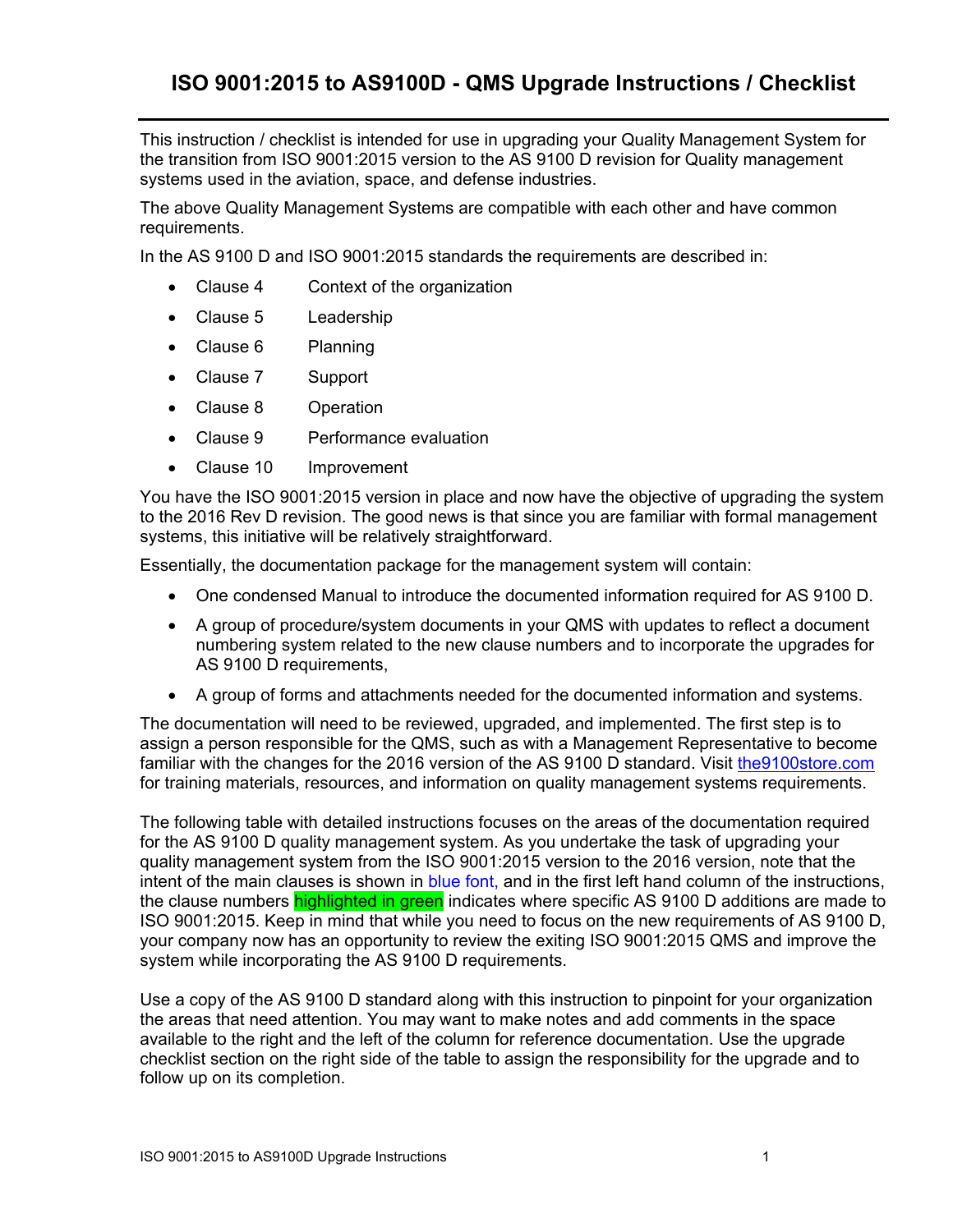# ISO 9001:2015 to AS9100D - QMS Upgrade Instructions / Checklist

This instruction / checklist is intended for use in upgrading your Quality Management System for the transition from ISO 9001:2015 version to the AS 9100 D revision for Quality management systems used in the aviation, space, and defense industries.

The above Quality Management Systems are compatible with each other and have common requirements.

In the AS 9100 D and ISO 9001:2015 standards the requirements are described in:

- Clause 4 Context of the organization
- Clause 5 Leadership
- Clause 6 Planning
- Clause 7 Support
- Clause 8 Operation
- Clause 9 Performance evaluation
- Clause 10 Improvement

You have the ISO 9001:2015 version in place and now have the objective of upgrading the system to the 2016 Rev D revision. The good news is that since you are familiar with formal management systems, this initiative will be relatively straightforward.

Essentially, the documentation package for the management system will contain:

- One condensed Manual to introduce the documented information required for AS 9100 D.
- A group of procedure/system documents in your QMS with updates to reflect a document numbering system related to the new clause numbers and to incorporate the upgrades for AS 9100 D requirements,
- A group of forms and attachments needed for the documented information and systems.

The documentation will need to be reviewed, upgraded, and implemented. The first step is to assign a person responsible for the QMS, such as with a Management Representative to become familiar with the changes for the 2016 version of the AS 9100 D standard. Visit [the9100store.com](the9100store.com) for training materials, resources, and information on quality management systems requirements.

The following table with detailed instructions focuses on the areas of the documentation required for the AS 9100 D quality management system. As you undertake the task of upgrading your quality management system from the ISO 9001:2015 version to the 2016 version, note that the intent of the main clauses is shown in blue font, and in the first left hand column of the instructions, the clause numbers highlighted in green indicates where specific AS 9100 D additions are made to ISO 9001:2015. Keep in mind that while you need to focus on the new requirements of AS 9100 D, your company now has an opportunity to review the exiting ISO 9001:2015 QMS and improve the system while incorporating the AS 9100 D requirements.

Use a copy of the AS 9100 D standard along with this instruction to pinpoint for your organization the areas that need attention. You may want to make notes and add comments in the space available to the right and the left of the column for reference documentation. Use the upgrade checklist section on the right side of the table to assign the responsibility for the upgrade and to follow up on its completion.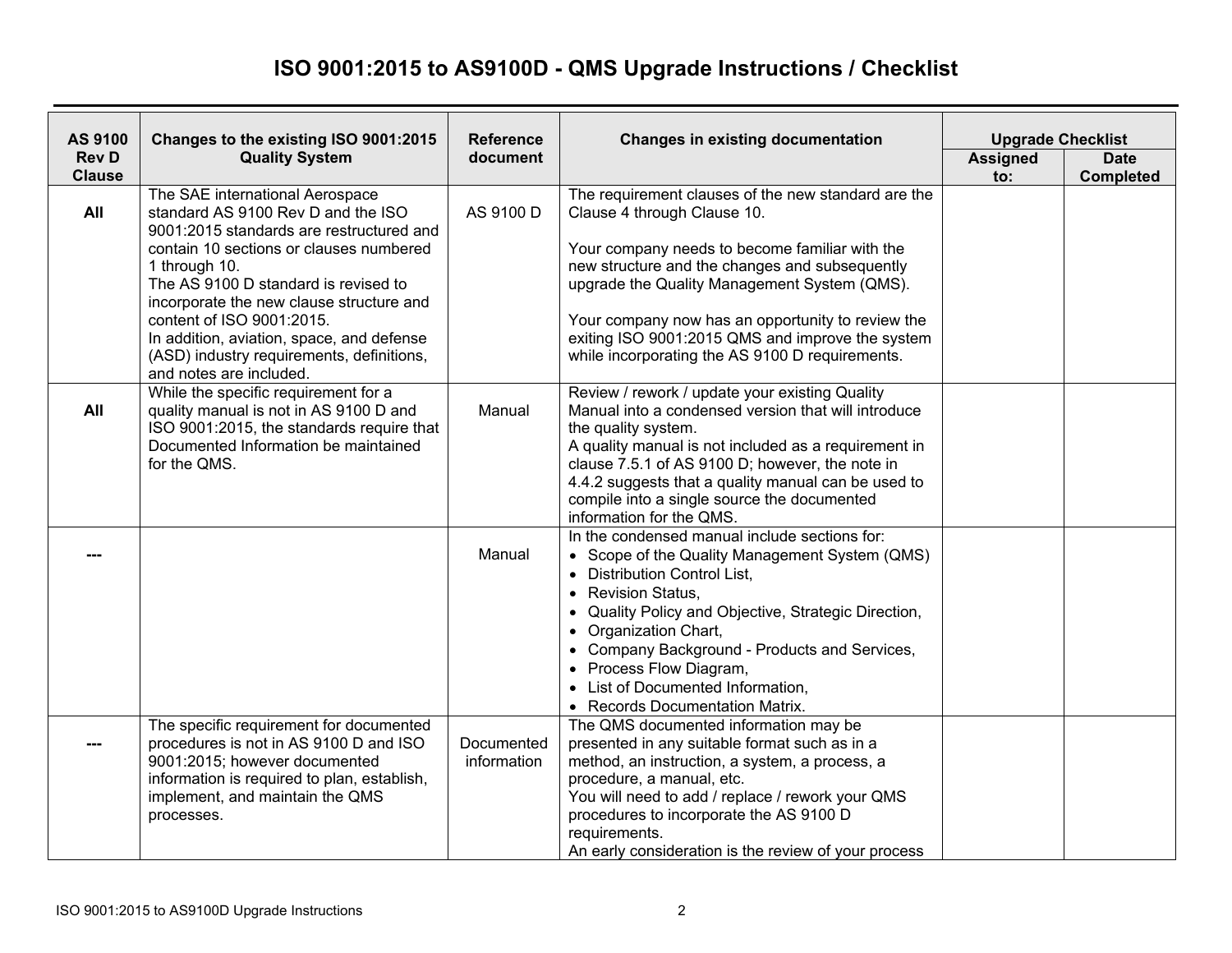# ISO 9001:2015 to AS9100D - QMS Upgrade Instructions / Checklist

| AS 9100 Rev D Clause | Changes to the existing ISO 9001:2015 Quality System | Reference document | Changes in existing documentation | Upgrade Checklist | |
|---|---|---|---|---|---|
| | | | | Assigned to: | Date Completed |
| **All** | The SAE international Aerospace standard AS 9100 Rev D and the ISO 9001:2015 standards are restructured and contain 10 sections or clauses numbered 1 through 10.<br>The AS 9100 D standard is revised to incorporate the new clause structure and content of ISO 9001:2015.<br>In addition, aviation, space, and defense (ASD) industry requirements, definitions, and notes are included. | AS 9100 D | The requirement clauses of the new standard are the Clause 4 through Clause 10.<br><br>Your company needs to become familiar with the new structure and the changes and subsequently upgrade the Quality Management System (QMS).<br><br>Your company now has an opportunity to review the exiting ISO 9001:2015 QMS and improve the system while incorporating the AS 9100 D requirements. | | |
| **All** | While the specific requirement for a quality manual is not in AS 9100 D and ISO 9001:2015, the standards require that Documented Information be maintained for the QMS. | Manual | Review / rework / update your existing Quality Manual into a condensed version that will introduce the quality system.<br>A quality manual is not included as a requirement in clause 7.5.1 of AS 9100 D; however, the note in 4.4.2 suggests that a quality manual can be used to compile into a single source the documented information for the QMS. | | |
| **---** | | Manual | In the condensed manual include sections for:<br>• Scope of the Quality Management System (QMS)<br>• Distribution Control List,<br>• Revision Status,<br>• Quality Policy and Objective, Strategic Direction,<br>• Organization Chart,<br>• Company Background - Products and Services,<br>• Process Flow Diagram,<br>• List of Documented Information,<br>• Records Documentation Matrix. | | |
| **---** | The specific requirement for documented procedures is not in AS 9100 D and ISO 9001:2015; however documented information is required to plan, establish, implement, and maintain the QMS processes. | Documented information | The QMS documented information may be presented in any suitable format such as in a method, an instruction, a system, a process, a procedure, a manual, etc.<br>You will need to add / replace / rework your QMS procedures to incorporate the AS 9100 D requirements.<br>An early consideration is the review of your process | | |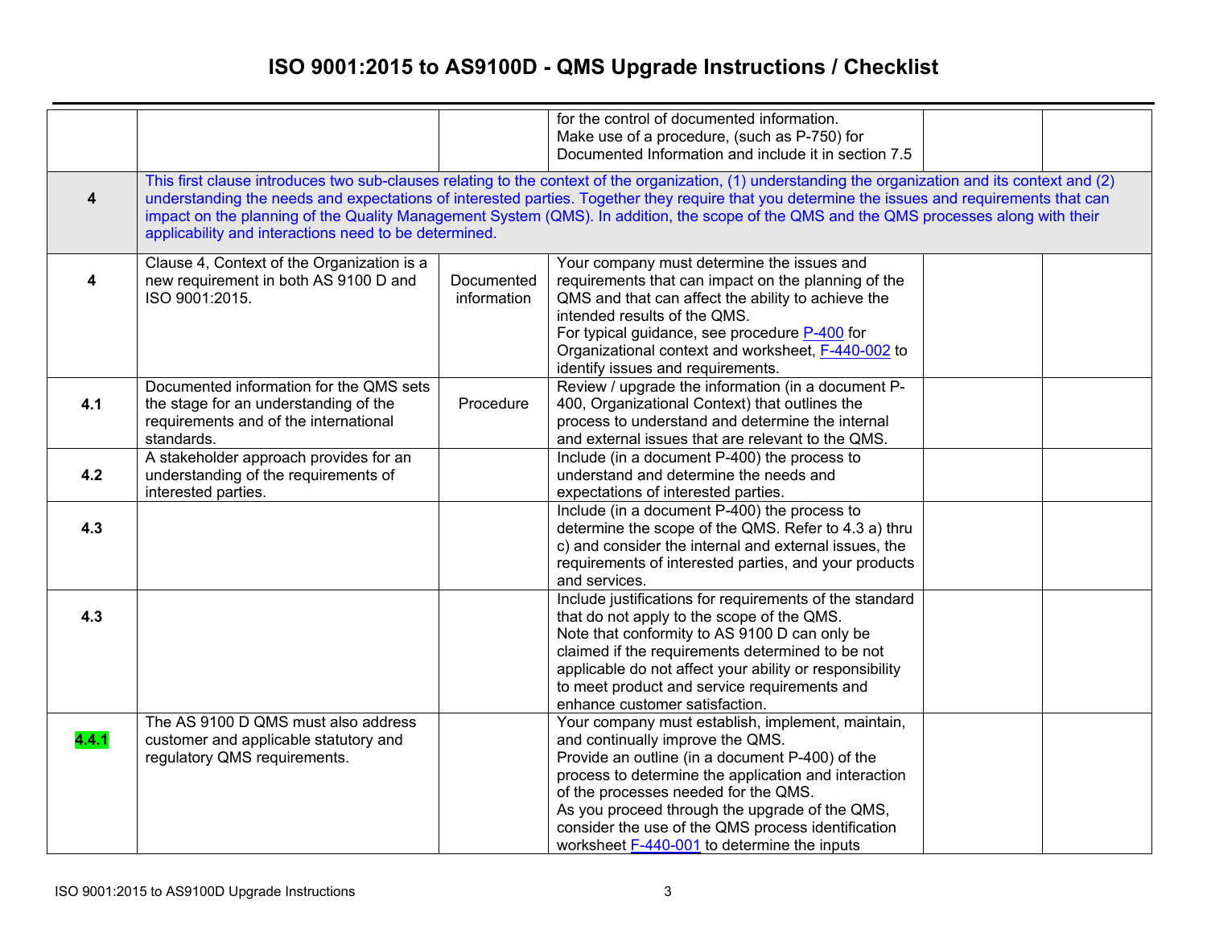# ISO 9001:2015 to AS9100D - QMS Upgrade Instructions / Checklist

| | | | | | |
|---|---|---|---|---|---|
| | | | for the control of documented information.<br>Make use of a procedure, (such as P-750) for Documented Information and include it in section 7.5 | | |
| **4** | This first clause introduces two sub-clauses relating to the context of the organization, (1) understanding the organization and its context and (2) understanding the needs and expectations of interested parties. Together they require that you determine the issues and requirements that can impact on the planning of the Quality Management System (QMS). In addition, the scope of the QMS and the QMS processes along with their applicability and interactions need to be determined. | | | | |
| **4** | Clause 4, Context of the Organization is a new requirement in both AS 9100 D and ISO 9001:2015. | Documented information | Your company must determine the issues and requirements that can impact on the planning of the QMS and that can affect the ability to achieve the intended results of the QMS.<br>For typical guidance, see procedure P-400 for Organizational context and worksheet, F-440-002 to identify issues and requirements. | | |
| **4.1** | Documented information for the QMS sets the stage for an understanding of the requirements and of the international standards. | Procedure | Review / upgrade the information (in a document P-400, Organizational Context) that outlines the process to understand and determine the internal and external issues that are relevant to the QMS. | | |
| **4.2** | A stakeholder approach provides for an understanding of the requirements of interested parties. | | Include (in a document P-400) the process to understand and determine the needs and expectations of interested parties. | | |
| **4.3** | | | Include (in a document P-400) the process to determine the scope of the QMS. Refer to 4.3 a) thru c) and consider the internal and external issues, the requirements of interested parties, and your products and services. | | |
| **4.3** | | | Include justifications for requirements of the standard that do not apply to the scope of the QMS.<br>Note that conformity to AS 9100 D can only be claimed if the requirements determined to be not applicable do not affect your ability or responsibility to meet product and service requirements and enhance customer satisfaction. | | |
| **4.4.1** | The AS 9100 D QMS must also address customer and applicable statutory and regulatory QMS requirements. | | Your company must establish, implement, maintain, and continually improve the QMS.<br>Provide an outline (in a document P-400) of the process to determine the application and interaction of the processes needed for the QMS.<br>As you proceed through the upgrade of the QMS, consider the use of the QMS process identification worksheet F-440-001 to determine the inputs | | |